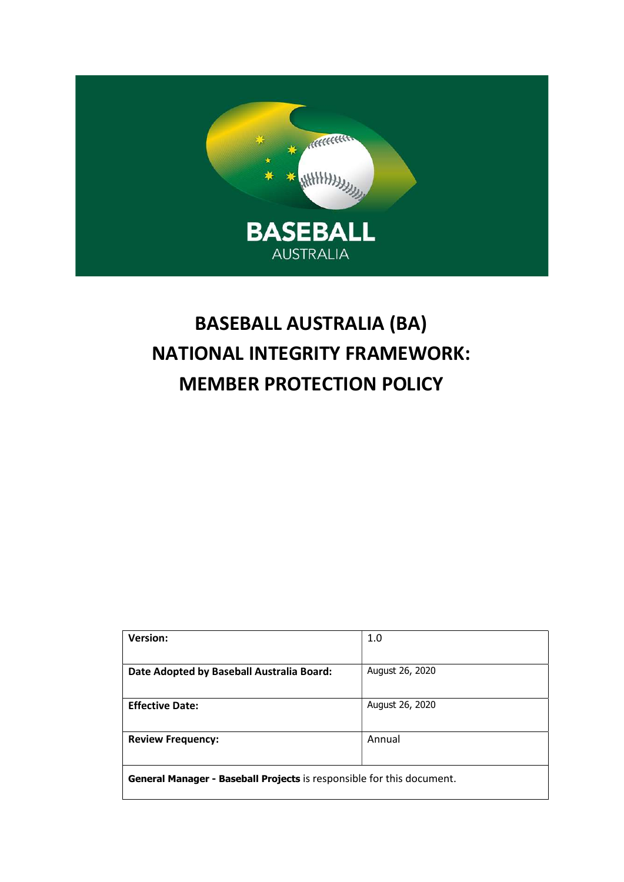# BASEBALL AUSTRALIA (BA) NATIONAL INTEGRITY FRAMEWORK: MEMBER PROTECTION POLICY

| | |
|---|---|
| **Version:** | 1.0 |
| **Date Adopted by Baseball Australia Board:** | August 26, 2020 |
| **Effective Date:** | August 26, 2020 |
| **Review Frequency:** | Annual |
| **General Manager - Baseball Projects** is responsible for this document. | |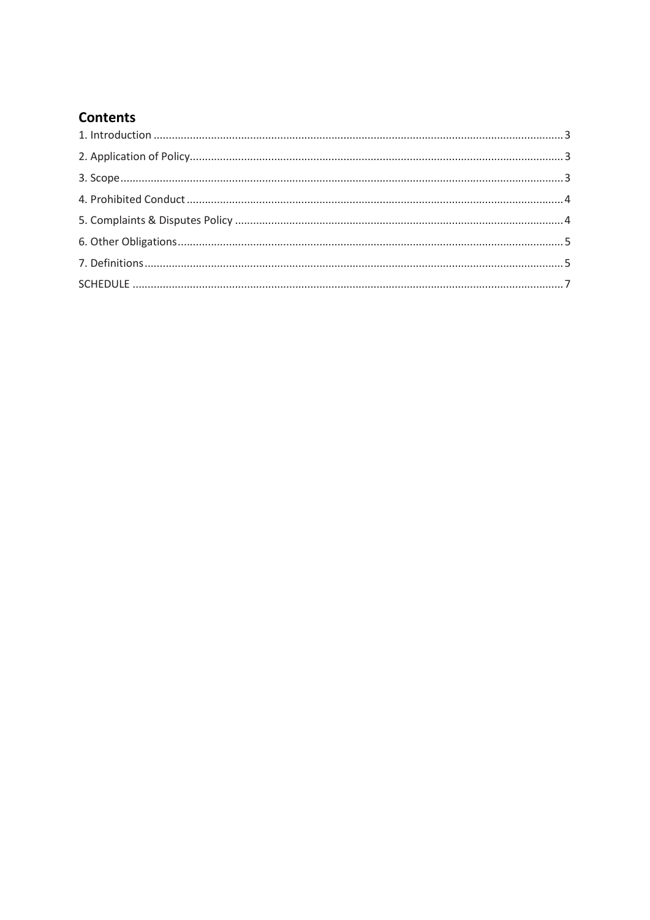## Contents

1. Introduction ........................................................................................................................................ 3

2. Application of Policy........................................................................................................................... 3

3. Scope.................................................................................................................................................. 3

4. Prohibited Conduct ............................................................................................................................ 4

5. Complaints & Disputes Policy ............................................................................................................ 4

6. Other Obligations............................................................................................................................... 5

7. Definitions.......................................................................................................................................... 5

SCHEDULE .............................................................................................................................................. 7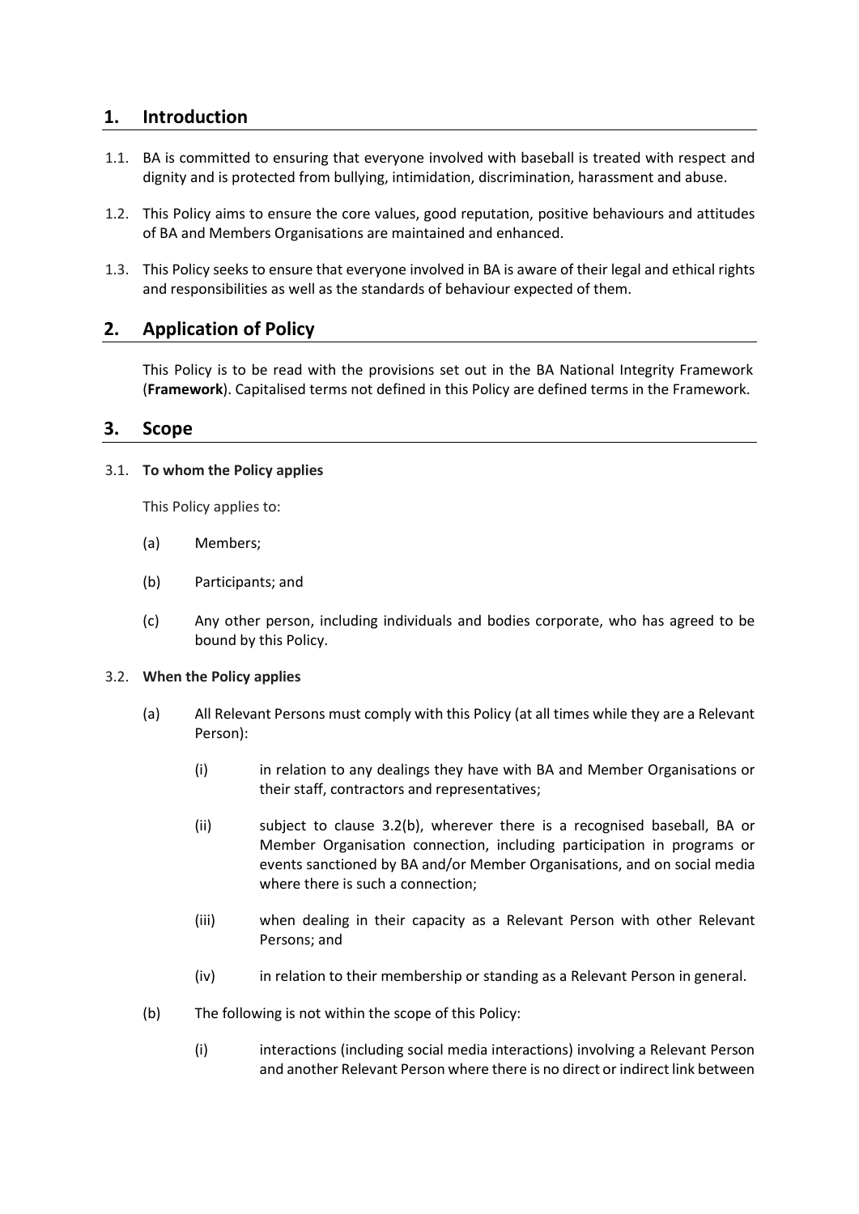## 1. Introduction

1.1. BA is committed to ensuring that everyone involved with baseball is treated with respect and dignity and is protected from bullying, intimidation, discrimination, harassment and abuse.

1.2. This Policy aims to ensure the core values, good reputation, positive behaviours and attitudes of BA and Members Organisations are maintained and enhanced.

1.3. This Policy seeks to ensure that everyone involved in BA is aware of their legal and ethical rights and responsibilities as well as the standards of behaviour expected of them.

## 2. Application of Policy

This Policy is to be read with the provisions set out in the BA National Integrity Framework (**Framework**). Capitalised terms not defined in this Policy are defined terms in the Framework.

## 3. Scope

3.1. **To whom the Policy applies**

This Policy applies to:

(a) Members;

(b) Participants; and

(c) Any other person, including individuals and bodies corporate, who has agreed to be bound by this Policy.

3.2. **When the Policy applies**

(a) All Relevant Persons must comply with this Policy (at all times while they are a Relevant Person):

(i) in relation to any dealings they have with BA and Member Organisations or their staff, contractors and representatives;

(ii) subject to clause 3.2(b), wherever there is a recognised baseball, BA or Member Organisation connection, including participation in programs or events sanctioned by BA and/or Member Organisations, and on social media where there is such a connection;

(iii) when dealing in their capacity as a Relevant Person with other Relevant Persons; and

(iv) in relation to their membership or standing as a Relevant Person in general.

(b) The following is not within the scope of this Policy:

(i) interactions (including social media interactions) involving a Relevant Person and another Relevant Person where there is no direct or indirect link between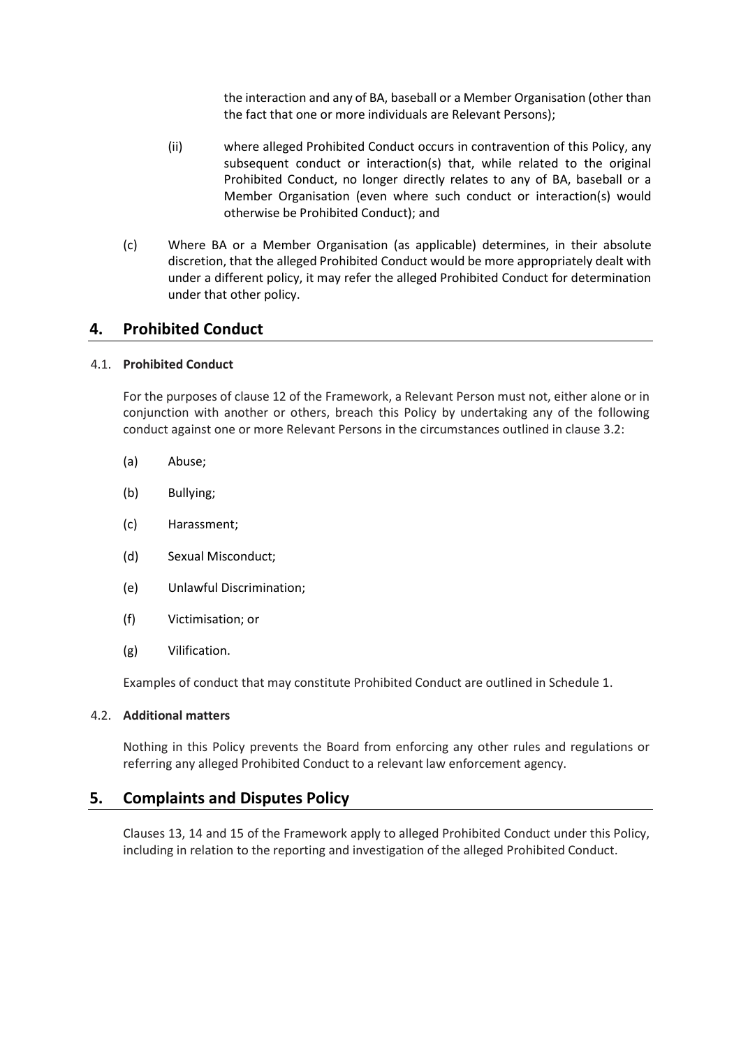the interaction and any of BA, baseball or a Member Organisation (other than the fact that one or more individuals are Relevant Persons);

(ii) where alleged Prohibited Conduct occurs in contravention of this Policy, any subsequent conduct or interaction(s) that, while related to the original Prohibited Conduct, no longer directly relates to any of BA, baseball or a Member Organisation (even where such conduct or interaction(s) would otherwise be Prohibited Conduct); and

(c) Where BA or a Member Organisation (as applicable) determines, in their absolute discretion, that the alleged Prohibited Conduct would be more appropriately dealt with under a different policy, it may refer the alleged Prohibited Conduct for determination under that other policy.

## 4. Prohibited Conduct

### 4.1. Prohibited Conduct

For the purposes of clause 12 of the Framework, a Relevant Person must not, either alone or in conjunction with another or others, breach this Policy by undertaking any of the following conduct against one or more Relevant Persons in the circumstances outlined in clause 3.2:

(a) Abuse;

(b) Bullying;

(c) Harassment;

(d) Sexual Misconduct;

(e) Unlawful Discrimination;

(f) Victimisation; or

(g) Vilification.

Examples of conduct that may constitute Prohibited Conduct are outlined in Schedule 1.

### 4.2. Additional matters

Nothing in this Policy prevents the Board from enforcing any other rules and regulations or referring any alleged Prohibited Conduct to a relevant law enforcement agency.

## 5. Complaints and Disputes Policy

Clauses 13, 14 and 15 of the Framework apply to alleged Prohibited Conduct under this Policy, including in relation to the reporting and investigation of the alleged Prohibited Conduct.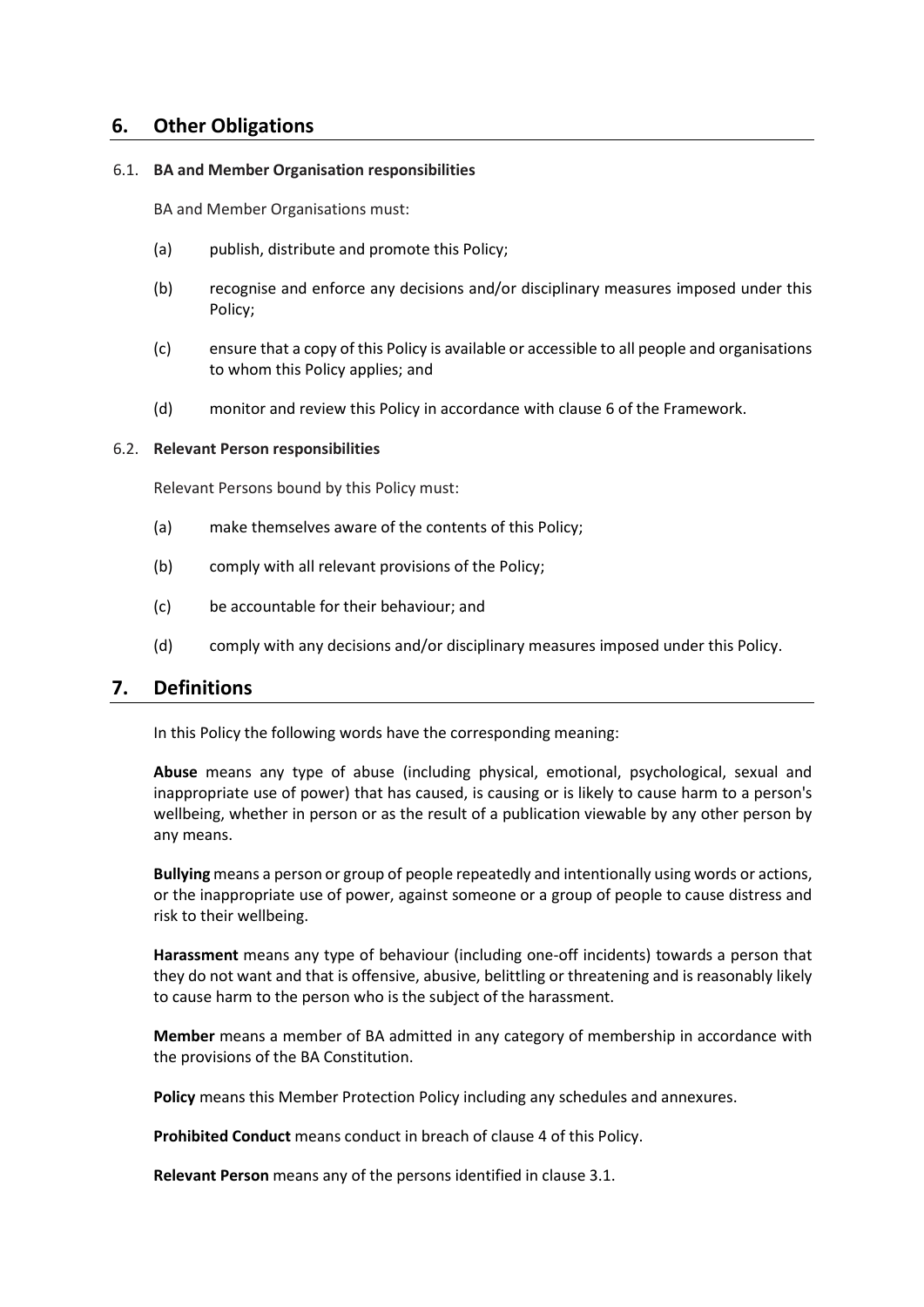## 6. Other Obligations

### 6.1. BA and Member Organisation responsibilities

BA and Member Organisations must:

(a) publish, distribute and promote this Policy;

(b) recognise and enforce any decisions and/or disciplinary measures imposed under this Policy;

(c) ensure that a copy of this Policy is available or accessible to all people and organisations to whom this Policy applies; and

(d) monitor and review this Policy in accordance with clause 6 of the Framework.

### 6.2. Relevant Person responsibilities

Relevant Persons bound by this Policy must:

(a) make themselves aware of the contents of this Policy;

(b) comply with all relevant provisions of the Policy;

(c) be accountable for their behaviour; and

(d) comply with any decisions and/or disciplinary measures imposed under this Policy.

## 7. Definitions

In this Policy the following words have the corresponding meaning:

**Abuse** means any type of abuse (including physical, emotional, psychological, sexual and inappropriate use of power) that has caused, is causing or is likely to cause harm to a person's wellbeing, whether in person or as the result of a publication viewable by any other person by any means.

**Bullying** means a person or group of people repeatedly and intentionally using words or actions, or the inappropriate use of power, against someone or a group of people to cause distress and risk to their wellbeing.

**Harassment** means any type of behaviour (including one-off incidents) towards a person that they do not want and that is offensive, abusive, belittling or threatening and is reasonably likely to cause harm to the person who is the subject of the harassment.

**Member** means a member of BA admitted in any category of membership in accordance with the provisions of the BA Constitution.

**Policy** means this Member Protection Policy including any schedules and annexures.

**Prohibited Conduct** means conduct in breach of clause 4 of this Policy.

**Relevant Person** means any of the persons identified in clause 3.1.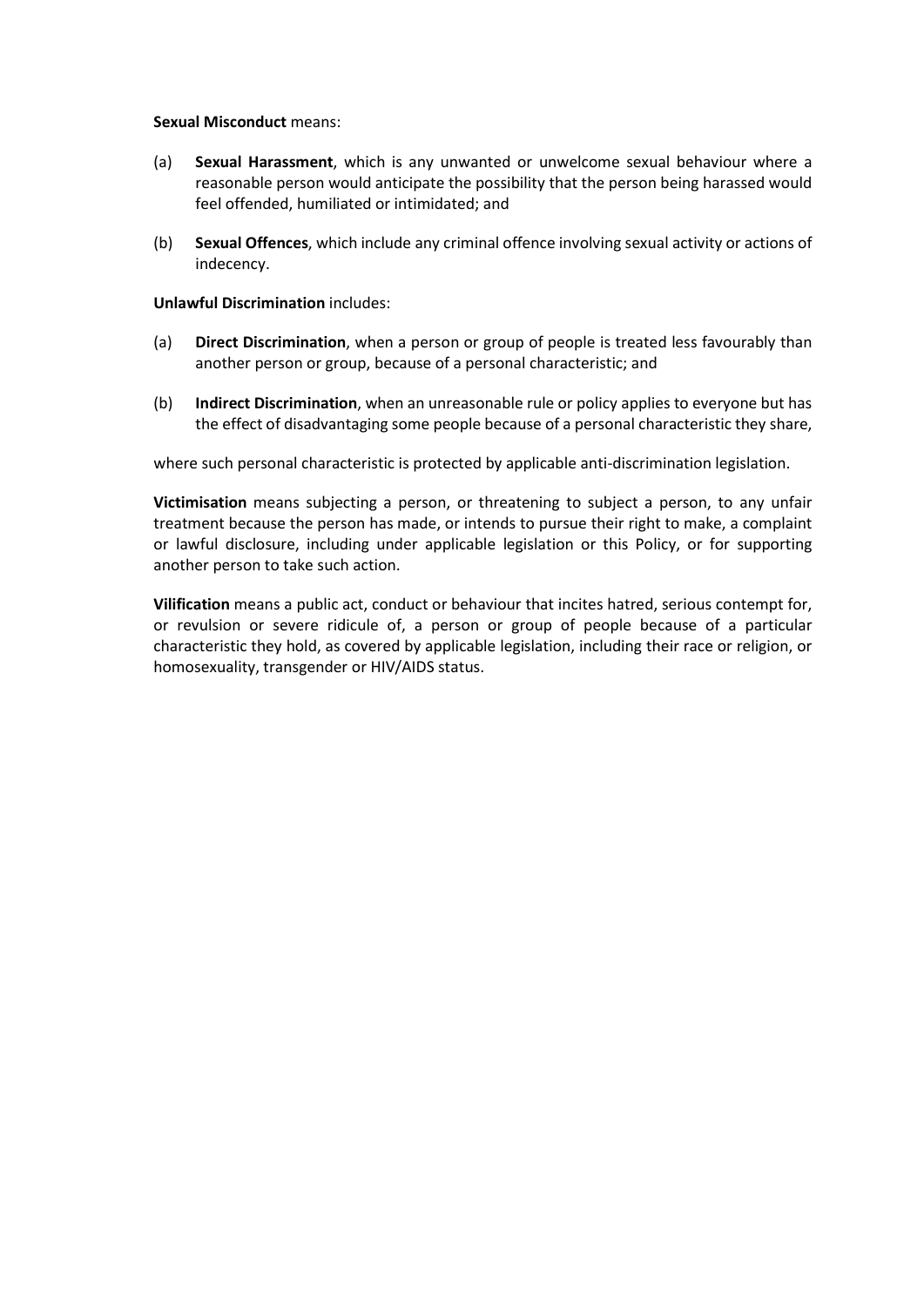**Sexual Misconduct** means:

(a) **Sexual Harassment**, which is any unwanted or unwelcome sexual behaviour where a reasonable person would anticipate the possibility that the person being harassed would feel offended, humiliated or intimidated; and

(b) **Sexual Offences**, which include any criminal offence involving sexual activity or actions of indecency.

**Unlawful Discrimination** includes:

(a) **Direct Discrimination**, when a person or group of people is treated less favourably than another person or group, because of a personal characteristic; and

(b) **Indirect Discrimination**, when an unreasonable rule or policy applies to everyone but has the effect of disadvantaging some people because of a personal characteristic they share,

where such personal characteristic is protected by applicable anti-discrimination legislation.

**Victimisation** means subjecting a person, or threatening to subject a person, to any unfair treatment because the person has made, or intends to pursue their right to make, a complaint or lawful disclosure, including under applicable legislation or this Policy, or for supporting another person to take such action.

**Vilification** means a public act, conduct or behaviour that incites hatred, serious contempt for, or revulsion or severe ridicule of, a person or group of people because of a particular characteristic they hold, as covered by applicable legislation, including their race or religion, or homosexuality, transgender or HIV/AIDS status.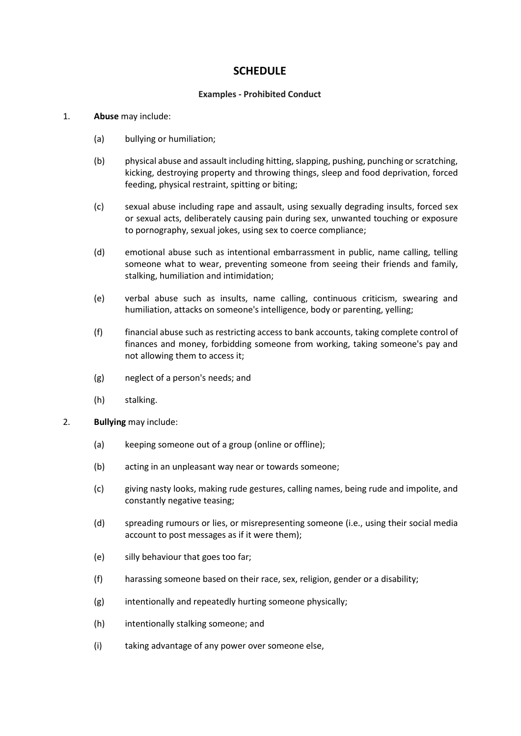# SCHEDULE

**Examples - Prohibited Conduct**

1. **Abuse** may include:

   (a) bullying or humiliation;

   (b) physical abuse and assault including hitting, slapping, pushing, punching or scratching, kicking, destroying property and throwing things, sleep and food deprivation, forced feeding, physical restraint, spitting or biting;

   (c) sexual abuse including rape and assault, using sexually degrading insults, forced sex or sexual acts, deliberately causing pain during sex, unwanted touching or exposure to pornography, sexual jokes, using sex to coerce compliance;

   (d) emotional abuse such as intentional embarrassment in public, name calling, telling someone what to wear, preventing someone from seeing their friends and family, stalking, humiliation and intimidation;

   (e) verbal abuse such as insults, name calling, continuous criticism, swearing and humiliation, attacks on someone's intelligence, body or parenting, yelling;

   (f) financial abuse such as restricting access to bank accounts, taking complete control of finances and money, forbidding someone from working, taking someone's pay and not allowing them to access it;

   (g) neglect of a person's needs; and

   (h) stalking.

2. **Bullying** may include:

   (a) keeping someone out of a group (online or offline);

   (b) acting in an unpleasant way near or towards someone;

   (c) giving nasty looks, making rude gestures, calling names, being rude and impolite, and constantly negative teasing;

   (d) spreading rumours or lies, or misrepresenting someone (i.e., using their social media account to post messages as if it were them);

   (e) silly behaviour that goes too far;

   (f) harassing someone based on their race, sex, religion, gender or a disability;

   (g) intentionally and repeatedly hurting someone physically;

   (h) intentionally stalking someone; and

   (i) taking advantage of any power over someone else,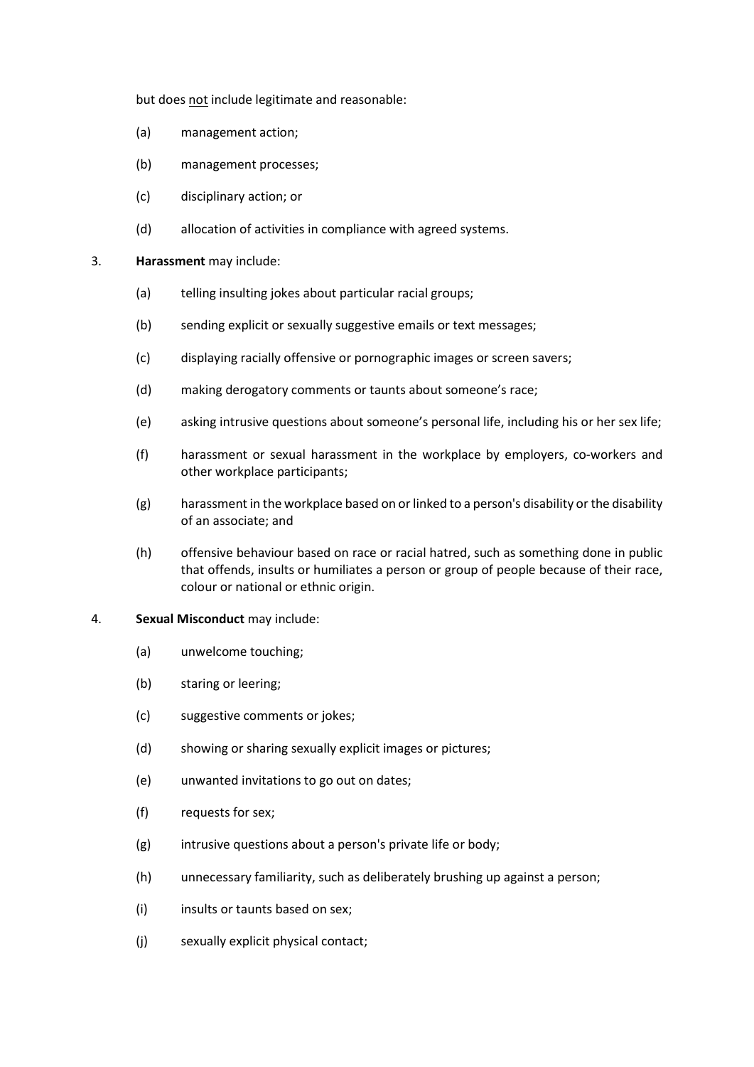but does <u>not</u> include legitimate and reasonable:

(a) management action;

(b) management processes;

(c) disciplinary action; or

(d) allocation of activities in compliance with agreed systems.

3. **Harassment** may include:

(a) telling insulting jokes about particular racial groups;

(b) sending explicit or sexually suggestive emails or text messages;

(c) displaying racially offensive or pornographic images or screen savers;

(d) making derogatory comments or taunts about someone's race;

(e) asking intrusive questions about someone's personal life, including his or her sex life;

(f) harassment or sexual harassment in the workplace by employers, co-workers and other workplace participants;

(g) harassment in the workplace based on or linked to a person's disability or the disability of an associate; and

(h) offensive behaviour based on race or racial hatred, such as something done in public that offends, insults or humiliates a person or group of people because of their race, colour or national or ethnic origin.

4. **Sexual Misconduct** may include:

(a) unwelcome touching;

(b) staring or leering;

(c) suggestive comments or jokes;

(d) showing or sharing sexually explicit images or pictures;

(e) unwanted invitations to go out on dates;

(f) requests for sex;

(g) intrusive questions about a person's private life or body;

(h) unnecessary familiarity, such as deliberately brushing up against a person;

(i) insults or taunts based on sex;

(j) sexually explicit physical contact;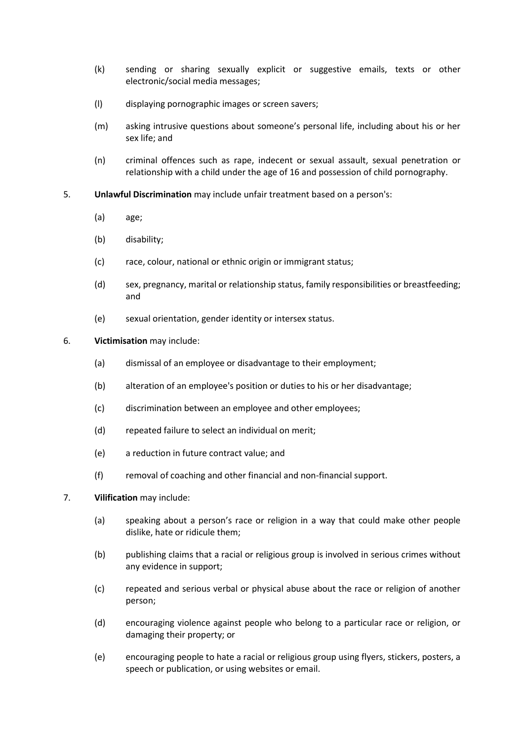(k) sending or sharing sexually explicit or suggestive emails, texts or other electronic/social media messages;

(l) displaying pornographic images or screen savers;

(m) asking intrusive questions about someone's personal life, including about his or her sex life; and

(n) criminal offences such as rape, indecent or sexual assault, sexual penetration or relationship with a child under the age of 16 and possession of child pornography.

5. **Unlawful Discrimination** may include unfair treatment based on a person's:

   (a) age;

   (b) disability;

   (c) race, colour, national or ethnic origin or immigrant status;

   (d) sex, pregnancy, marital or relationship status, family responsibilities or breastfeeding; and

   (e) sexual orientation, gender identity or intersex status.

6. **Victimisation** may include:

   (a) dismissal of an employee or disadvantage to their employment;

   (b) alteration of an employee's position or duties to his or her disadvantage;

   (c) discrimination between an employee and other employees;

   (d) repeated failure to select an individual on merit;

   (e) a reduction in future contract value; and

   (f) removal of coaching and other financial and non-financial support.

7. **Vilification** may include:

   (a) speaking about a person's race or religion in a way that could make other people dislike, hate or ridicule them;

   (b) publishing claims that a racial or religious group is involved in serious crimes without any evidence in support;

   (c) repeated and serious verbal or physical abuse about the race or religion of another person;

   (d) encouraging violence against people who belong to a particular race or religion, or damaging their property; or

   (e) encouraging people to hate a racial or religious group using flyers, stickers, posters, a speech or publication, or using websites or email.